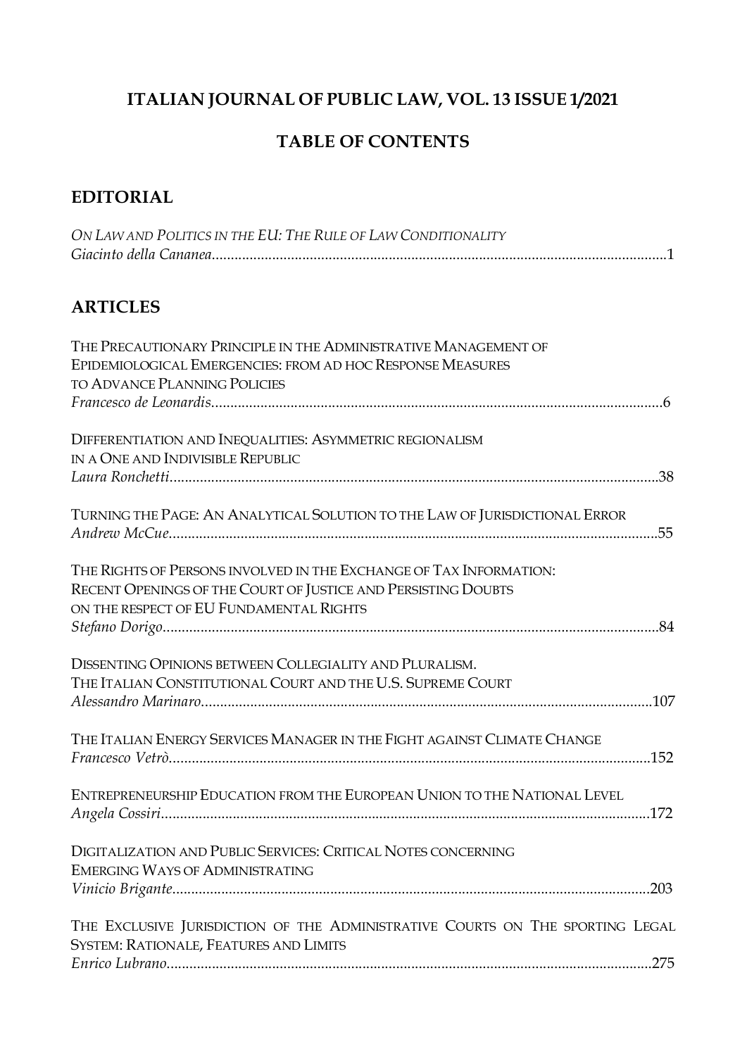# ITALIAN JOURNAL OF PUBLIC LAW, VOL. 13 ISSUE 1/2021

## TABLE OF CONTENTS

## EDITORIAL

*ON LAW AND POLITICS IN THE EU: THE RULE OF LAW CONDITIONALITY*
*Giacinto della Cananea*.........................................................................................................................1

## ARTICLES

THE PRECAUTIONARY PRINCIPLE IN THE ADMINISTRATIVE MANAGEMENT OF EPIDEMIOLOGICAL EMERGENCIES: FROM AD HOC RESPONSE MEASURES TO ADVANCE PLANNING POLICIES
*Francesco de Leonardis*.......................................................................................................................6

DIFFERENTIATION AND INEQUALITIES: ASYMMETRIC REGIONALISM IN A ONE AND INDIVISIBLE REPUBLIC
*Laura Ronchetti*.................................................................................................................................38

TURNING THE PAGE: AN ANALYTICAL SOLUTION TO THE LAW OF JURISDICTIONAL ERROR
*Andrew McCue*.................................................................................................................................55

THE RIGHTS OF PERSONS INVOLVED IN THE EXCHANGE OF TAX INFORMATION: RECENT OPENINGS OF THE COURT OF JUSTICE AND PERSISTING DOUBTS ON THE RESPECT OF EU FUNDAMENTAL RIGHTS
*Stefano Dorigo*...................................................................................................................................84

DISSENTING OPINIONS BETWEEN COLLEGIALITY AND PLURALISM. THE ITALIAN CONSTITUTIONAL COURT AND THE U.S. SUPREME COURT
*Alessandro Marinaro*.......................................................................................................................107

THE ITALIAN ENERGY SERVICES MANAGER IN THE FIGHT AGAINST CLIMATE CHANGE
*Francesco Vetrò*...............................................................................................................................152

ENTREPRENEURSHIP EDUCATION FROM THE EUROPEAN UNION TO THE NATIONAL LEVEL
*Angela Cossiri*..................................................................................................................................172

DIGITALIZATION AND PUBLIC SERVICES: CRITICAL NOTES CONCERNING EMERGING WAYS OF ADMINISTRATING
*Vinicio Brigante*..............................................................................................................................203

THE EXCLUSIVE JURISDICTION OF THE ADMINISTRATIVE COURTS ON THE SPORTING LEGAL SYSTEM: RATIONALE, FEATURES AND LIMITS
*Enrico Lubrano*................................................................................................................................275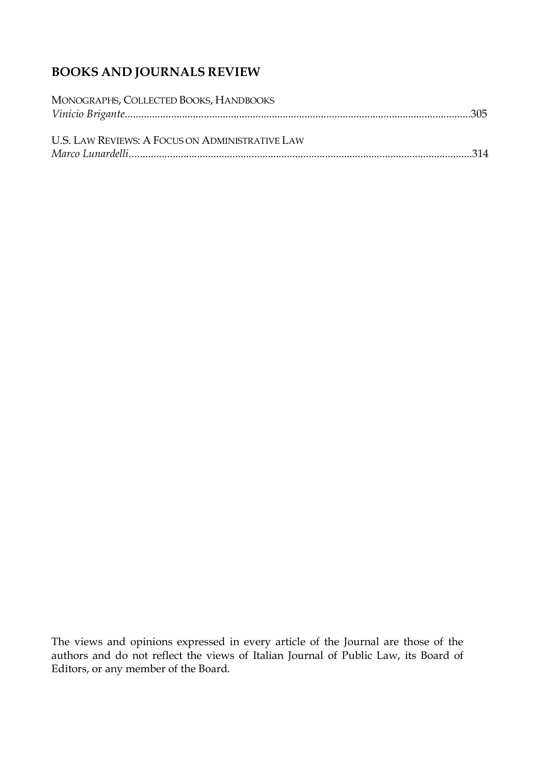## BOOKS AND JOURNALS REVIEW

MONOGRAPHS, COLLECTED BOOKS, HANDBOOKS
*Vinicio Brigante*..............................................................................................................................305

U.S. LAW REVIEWS: A FOCUS ON ADMINISTRATIVE LAW
*Marco Lunardelli*.............................................................................................................................314

The views and opinions expressed in every article of the Journal are those of the authors and do not reflect the views of Italian Journal of Public Law, its Board of Editors, or any member of the Board.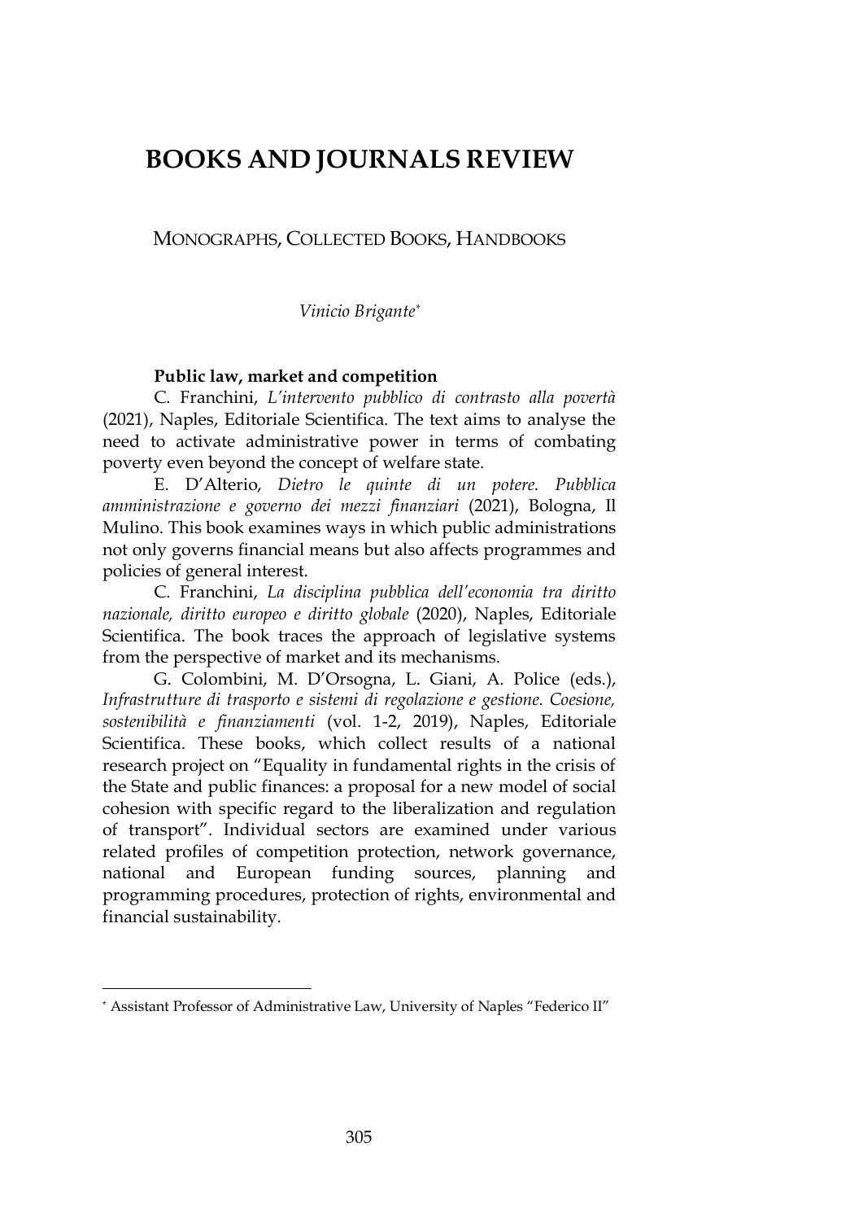# BOOKS AND JOURNALS REVIEW

## MONOGRAPHS, COLLECTED BOOKS, HANDBOOKS

*Vinicio Brigante*[*]

### Public law, market and competition

C. Franchini, *L'intervento pubblico di contrasto alla povertà* (2021), Naples, Editoriale Scientifica. The text aims to analyse the need to activate administrative power in terms of combating poverty even beyond the concept of welfare state.

E. D'Alterio, *Dietro le quinte di un potere. Pubblica amministrazione e governo dei mezzi finanziari* (2021), Bologna, Il Mulino. This book examines ways in which public administrations not only governs financial means but also affects programmes and policies of general interest.

C. Franchini, *La disciplina pubblica dell'economia tra diritto nazionale, diritto europeo e diritto globale* (2020), Naples, Editoriale Scientifica. The book traces the approach of legislative systems from the perspective of market and its mechanisms.

G. Colombini, M. D'Orsogna, L. Giani, A. Police (eds.), *Infrastrutture di trasporto e sistemi di regolazione e gestione. Coesione, sostenibilità e finanziamenti* (vol. 1-2, 2019), Naples, Editoriale Scientifica. These books, which collect results of a national research project on "Equality in fundamental rights in the crisis of the State and public finances: a proposal for a new model of social cohesion with specific regard to the liberalization and regulation of transport". Individual sectors are examined under various related profiles of competition protection, network governance, national and European funding sources, planning and programming procedures, protection of rights, environmental and financial sustainability.

---

[*] Assistant Professor of Administrative Law, University of Naples "Federico II"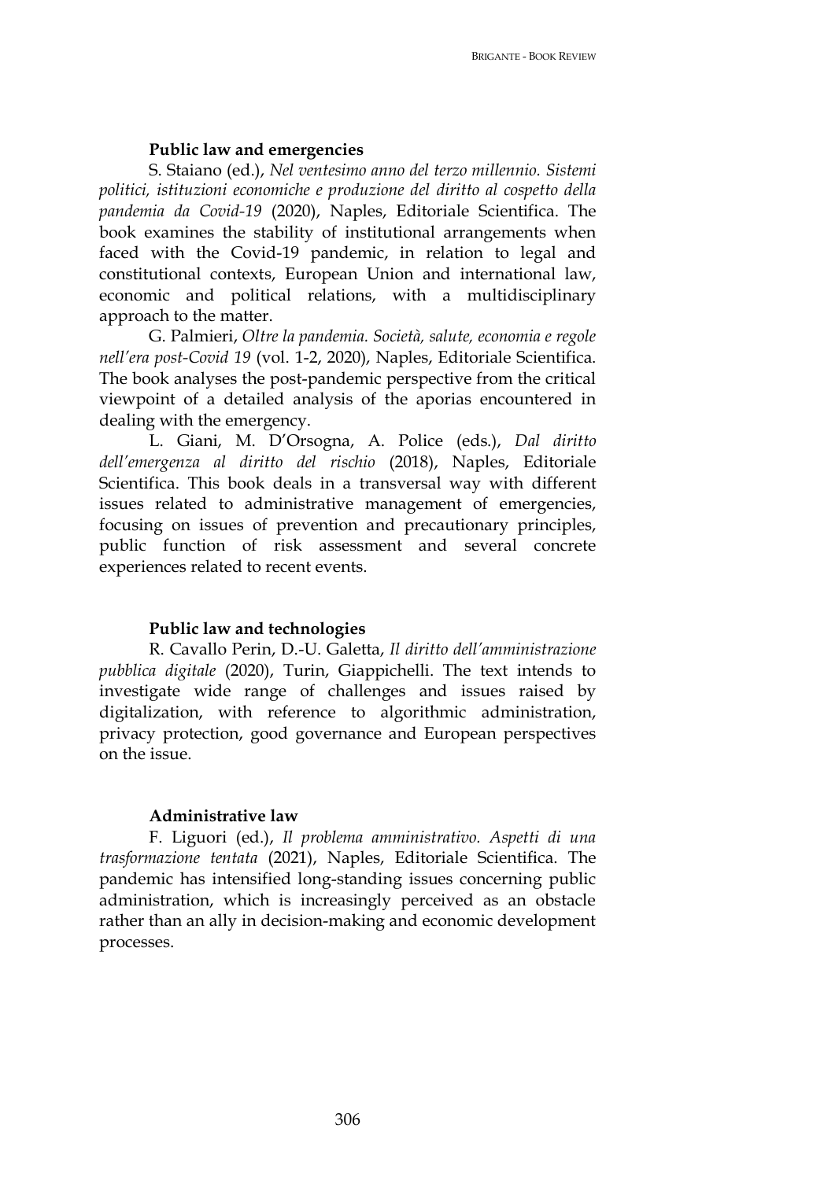### Public law and emergencies

S. Staiano (ed.), *Nel ventesimo anno del terzo millennio. Sistemi politici, istituzioni economiche e produzione del diritto al cospetto della pandemia da Covid-19* (2020), Naples, Editoriale Scientifica. The book examines the stability of institutional arrangements when faced with the Covid-19 pandemic, in relation to legal and constitutional contexts, European Union and international law, economic and political relations, with a multidisciplinary approach to the matter.

G. Palmieri, *Oltre la pandemia. Società, salute, economia e regole nell'era post-Covid 19* (vol. 1-2, 2020), Naples, Editoriale Scientifica. The book analyses the post-pandemic perspective from the critical viewpoint of a detailed analysis of the aporias encountered in dealing with the emergency.

L. Giani, M. D'Orsogna, A. Police (eds.), *Dal diritto dell'emergenza al diritto del rischio* (2018), Naples, Editoriale Scientifica. This book deals in a transversal way with different issues related to administrative management of emergencies, focusing on issues of prevention and precautionary principles, public function of risk assessment and several concrete experiences related to recent events.

### Public law and technologies

R. Cavallo Perin, D.-U. Galetta, *Il diritto dell'amministrazione pubblica digitale* (2020), Turin, Giappichelli. The text intends to investigate wide range of challenges and issues raised by digitalization, with reference to algorithmic administration, privacy protection, good governance and European perspectives on the issue.

### Administrative law

F. Liguori (ed.), *Il problema amministrativo. Aspetti di una trasformazione tentata* (2021), Naples, Editoriale Scientifica. The pandemic has intensified long-standing issues concerning public administration, which is increasingly perceived as an obstacle rather than an ally in decision-making and economic development processes.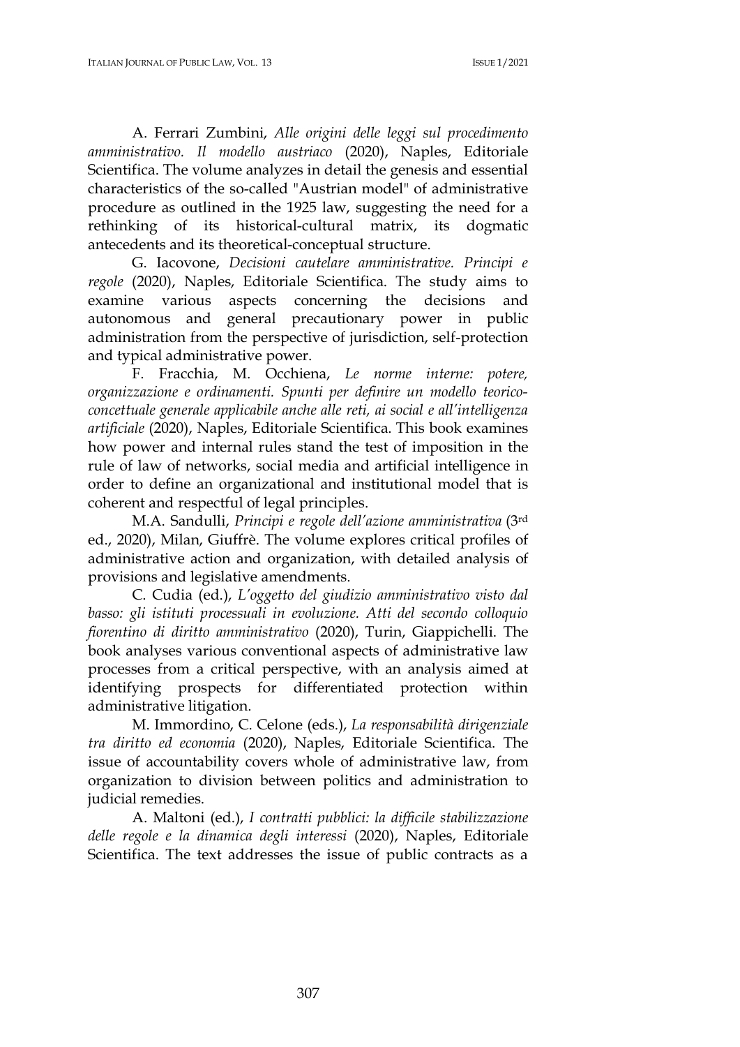A. Ferrari Zumbini, *Alle origini delle leggi sul procedimento amministrativo. Il modello austriaco* (2020), Naples, Editoriale Scientifica. The volume analyzes in detail the genesis and essential characteristics of the so-called "Austrian model" of administrative procedure as outlined in the 1925 law, suggesting the need for a rethinking of its historical-cultural matrix, its dogmatic antecedents and its theoretical-conceptual structure.

G. Iacovone, *Decisioni cautelare amministrative. Principi e regole* (2020), Naples, Editoriale Scientifica. The study aims to examine various aspects concerning the decisions and autonomous and general precautionary power in public administration from the perspective of jurisdiction, self-protection and typical administrative power.

F. Fracchia, M. Occhiena, *Le norme interne: potere, organizzazione e ordinamenti. Spunti per definire un modello teorico-concettuale generale applicabile anche alle reti, ai social e all'intelligenza artificiale* (2020), Naples, Editoriale Scientifica. This book examines how power and internal rules stand the test of imposition in the rule of law of networks, social media and artificial intelligence in order to define an organizational and institutional model that is coherent and respectful of legal principles.

M.A. Sandulli, *Principi e regole dell'azione amministrativa* (3rd ed., 2020), Milan, Giuffrè. The volume explores critical profiles of administrative action and organization, with detailed analysis of provisions and legislative amendments.

C. Cudia (ed.), *L'oggetto del giudizio amministrativo visto dal basso: gli istituti processuali in evoluzione. Atti del secondo colloquio fiorentino di diritto amministrativo* (2020), Turin, Giappichelli. The book analyses various conventional aspects of administrative law processes from a critical perspective, with an analysis aimed at identifying prospects for differentiated protection within administrative litigation.

M. Immordino, C. Celone (eds.), *La responsabilità dirigenziale tra diritto ed economia* (2020), Naples, Editoriale Scientifica. The issue of accountability covers whole of administrative law, from organization to division between politics and administration to judicial remedies.

A. Maltoni (ed.), *I contratti pubblici: la difficile stabilizzazione delle regole e la dinamica degli interessi* (2020), Naples, Editoriale Scientifica. The text addresses the issue of public contracts as a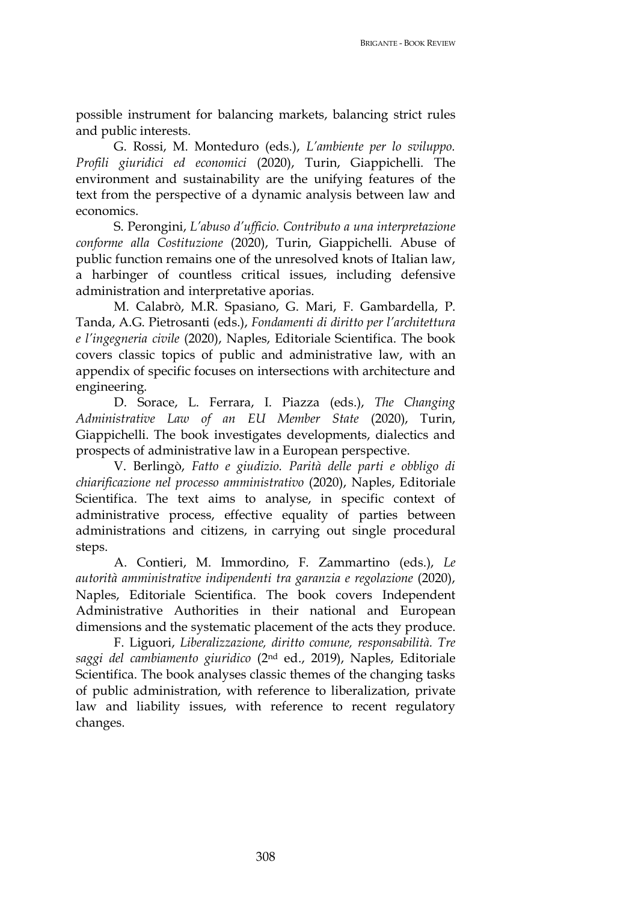possible instrument for balancing markets, balancing strict rules and public interests.

G. Rossi, M. Monteduro (eds.), *L'ambiente per lo sviluppo. Profili giuridici ed economici* (2020), Turin, Giappichelli. The environment and sustainability are the unifying features of the text from the perspective of a dynamic analysis between law and economics.

S. Perongini, *L'abuso d'ufficio. Contributo a una interpretazione conforme alla Costituzione* (2020), Turin, Giappichelli. Abuse of public function remains one of the unresolved knots of Italian law, a harbinger of countless critical issues, including defensive administration and interpretative aporias.

M. Calabrò, M.R. Spasiano, G. Mari, F. Gambardella, P. Tanda, A.G. Pietrosanti (eds.), *Fondamenti di diritto per l'architettura e l'ingegneria civile* (2020), Naples, Editoriale Scientifica. The book covers classic topics of public and administrative law, with an appendix of specific focuses on intersections with architecture and engineering.

D. Sorace, L. Ferrara, I. Piazza (eds.), *The Changing Administrative Law of an EU Member State* (2020), Turin, Giappichelli. The book investigates developments, dialectics and prospects of administrative law in a European perspective.

V. Berlingò, *Fatto e giudizio. Parità delle parti e obbligo di chiarificazione nel processo amministrativo* (2020), Naples, Editoriale Scientifica. The text aims to analyse, in specific context of administrative process, effective equality of parties between administrations and citizens, in carrying out single procedural steps.

A. Contieri, M. Immordino, F. Zammartino (eds.), *Le autorità amministrative indipendenti tra garanzia e regolazione* (2020), Naples, Editoriale Scientifica. The book covers Independent Administrative Authorities in their national and European dimensions and the systematic placement of the acts they produce.

F. Liguori, *Liberalizzazione, diritto comune, responsabilità. Tre saggi del cambiamento giuridico* (2nd ed., 2019), Naples, Editoriale Scientifica. The book analyses classic themes of the changing tasks of public administration, with reference to liberalization, private law and liability issues, with reference to recent regulatory changes.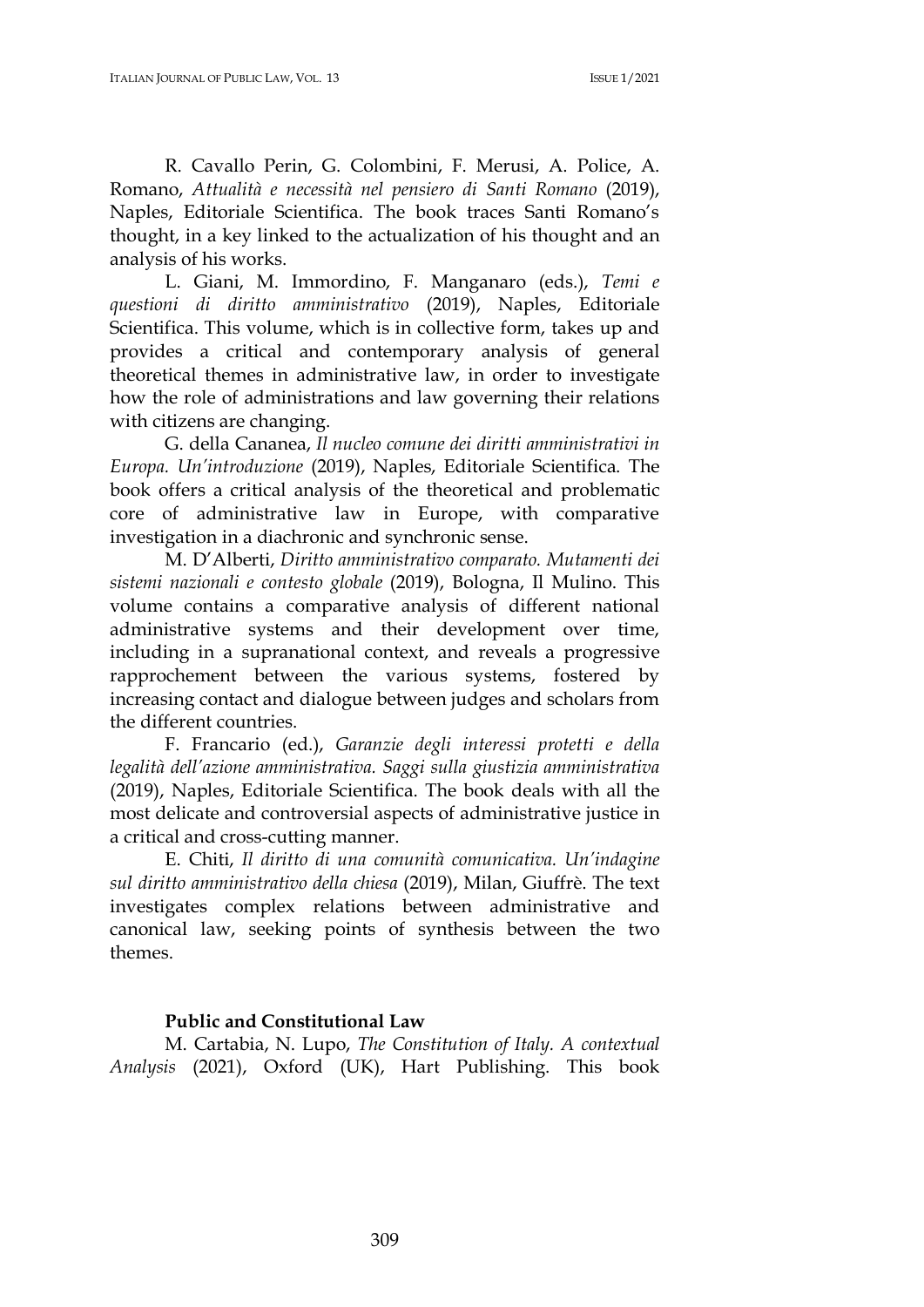R. Cavallo Perin, G. Colombini, F. Merusi, A. Police, A. Romano, *Attualità e necessità nel pensiero di Santi Romano* (2019), Naples, Editoriale Scientifica. The book traces Santi Romano's thought, in a key linked to the actualization of his thought and an analysis of his works.

L. Giani, M. Immordino, F. Manganaro (eds.), *Temi e questioni di diritto amministrativo* (2019), Naples, Editoriale Scientifica. This volume, which is in collective form, takes up and provides a critical and contemporary analysis of general theoretical themes in administrative law, in order to investigate how the role of administrations and law governing their relations with citizens are changing.

G. della Cananea, *Il nucleo comune dei diritti amministrativi in Europa. Un'introduzione* (2019), Naples, Editoriale Scientifica. The book offers a critical analysis of the theoretical and problematic core of administrative law in Europe, with comparative investigation in a diachronic and synchronic sense.

M. D'Alberti, *Diritto amministrativo comparato. Mutamenti dei sistemi nazionali e contesto globale* (2019), Bologna, Il Mulino. This volume contains a comparative analysis of different national administrative systems and their development over time, including in a supranational context, and reveals a progressive rapprochement between the various systems, fostered by increasing contact and dialogue between judges and scholars from the different countries.

F. Francario (ed.), *Garanzie degli interessi protetti e della legalità dell'azione amministrativa. Saggi sulla giustizia amministrativa* (2019), Naples, Editoriale Scientifica. The book deals with all the most delicate and controversial aspects of administrative justice in a critical and cross-cutting manner.

E. Chiti, *Il diritto di una comunità comunicativa. Un'indagine sul diritto amministrativo della chiesa* (2019), Milan, Giuffrè. The text investigates complex relations between administrative and canonical law, seeking points of synthesis between the two themes.

**Public and Constitutional Law**

M. Cartabia, N. Lupo, *The Constitution of Italy. A contextual Analysis* (2021), Oxford (UK), Hart Publishing. This book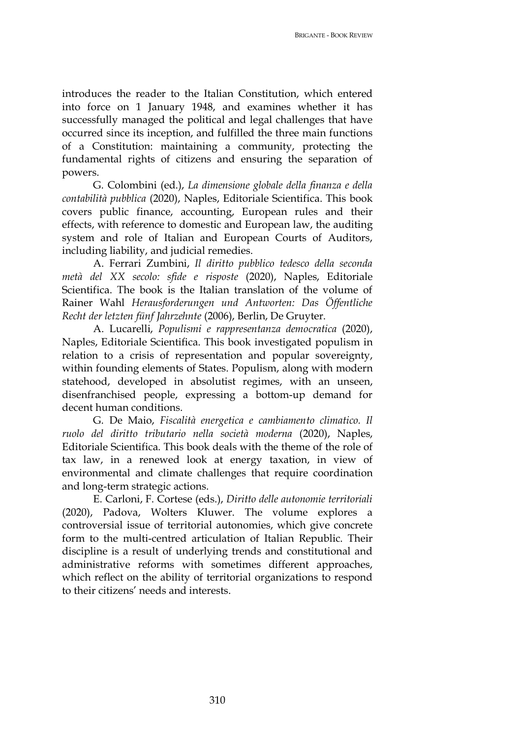introduces the reader to the Italian Constitution, which entered into force on 1 January 1948, and examines whether it has successfully managed the political and legal challenges that have occurred since its inception, and fulfilled the three main functions of a Constitution: maintaining a community, protecting the fundamental rights of citizens and ensuring the separation of powers.

G. Colombini (ed.), *La dimensione globale della finanza e della contabilità pubblica* (2020), Naples, Editoriale Scientifica. This book covers public finance, accounting, European rules and their effects, with reference to domestic and European law, the auditing system and role of Italian and European Courts of Auditors, including liability, and judicial remedies.

A. Ferrari Zumbini, *Il diritto pubblico tedesco della seconda metà del XX secolo: sfide e risposte* (2020), Naples, Editoriale Scientifica. The book is the Italian translation of the volume of Rainer Wahl *Herausforderungen und Antworten: Das Öffentliche Recht der letzten fünf Jahrzehnte* (2006), Berlin, De Gruyter.

A. Lucarelli, *Populismi e rappresentanza democratica* (2020), Naples, Editoriale Scientifica. This book investigated populism in relation to a crisis of representation and popular sovereignty, within founding elements of States. Populism, along with modern statehood, developed in absolutist regimes, with an unseen, disenfranchised people, expressing a bottom-up demand for decent human conditions.

G. De Maio, *Fiscalità energetica e cambiamento climatico. Il ruolo del diritto tributario nella società moderna* (2020), Naples, Editoriale Scientifica. This book deals with the theme of the role of tax law, in a renewed look at energy taxation, in view of environmental and climate challenges that require coordination and long-term strategic actions.

E. Carloni, F. Cortese (eds.), *Diritto delle autonomie territoriali* (2020), Padova, Wolters Kluwer. The volume explores a controversial issue of territorial autonomies, which give concrete form to the multi-centred articulation of Italian Republic. Their discipline is a result of underlying trends and constitutional and administrative reforms with sometimes different approaches, which reflect on the ability of territorial organizations to respond to their citizens' needs and interests.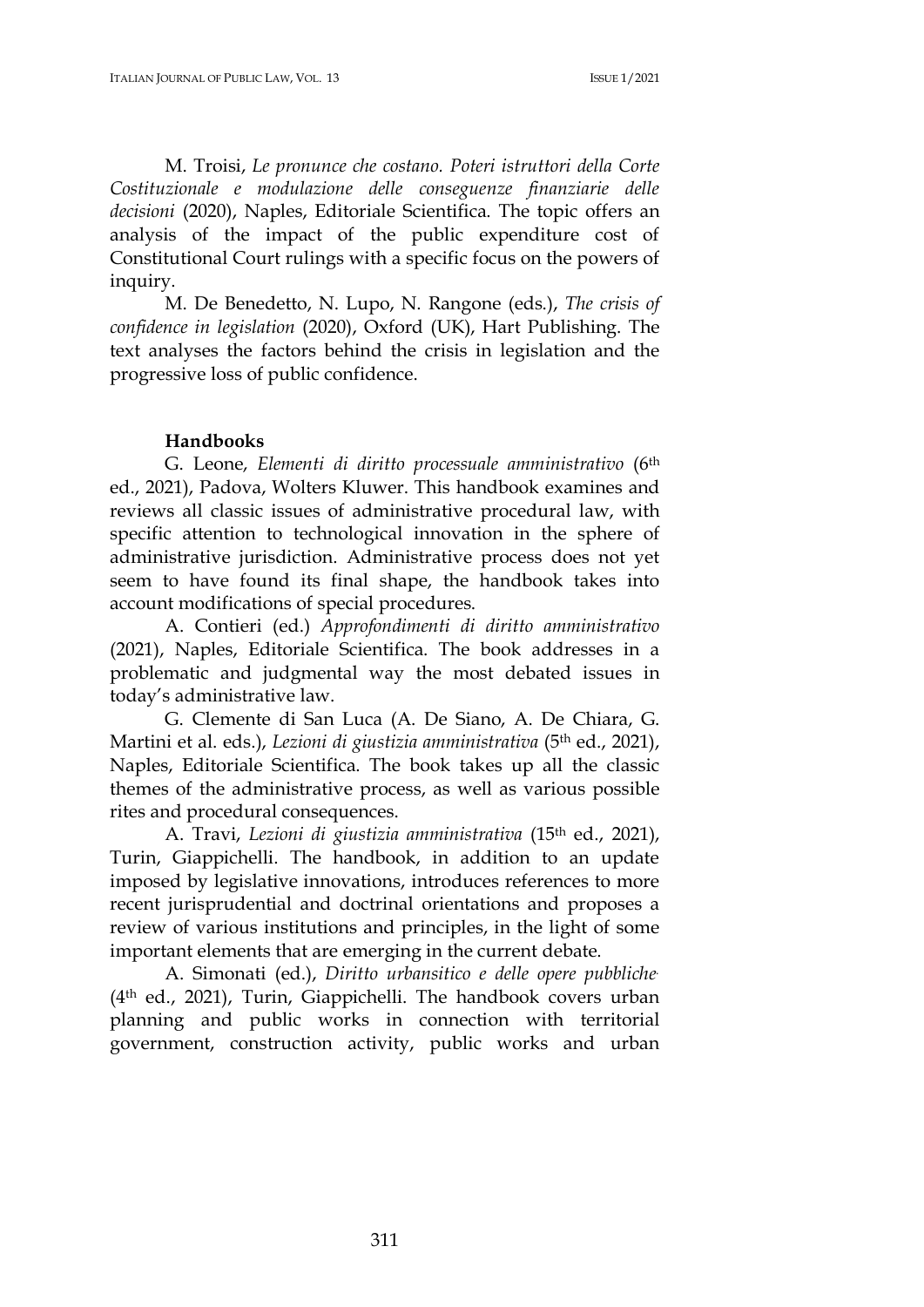M. Troisi, *Le pronunce che costano. Poteri istruttori della Corte Costituzionale e modulazione delle conseguenze finanziarie delle decisioni* (2020), Naples, Editoriale Scientifica. The topic offers an analysis of the impact of the public expenditure cost of Constitutional Court rulings with a specific focus on the powers of inquiry.

M. De Benedetto, N. Lupo, N. Rangone (eds.), *The crisis of confidence in legislation* (2020), Oxford (UK), Hart Publishing. The text analyses the factors behind the crisis in legislation and the progressive loss of public confidence.

**Handbooks**

G. Leone, *Elementi di diritto processuale amministrativo* (6th ed., 2021), Padova, Wolters Kluwer. This handbook examines and reviews all classic issues of administrative procedural law, with specific attention to technological innovation in the sphere of administrative jurisdiction. Administrative process does not yet seem to have found its final shape, the handbook takes into account modifications of special procedures.

A. Contieri (ed.) *Approfondimenti di diritto amministrativo* (2021), Naples, Editoriale Scientifica. The book addresses in a problematic and judgmental way the most debated issues in today's administrative law.

G. Clemente di San Luca (A. De Siano, A. De Chiara, G. Martini et al. eds.), *Lezioni di giustizia amministrativa* (5th ed., 2021), Naples, Editoriale Scientifica. The book takes up all the classic themes of the administrative process, as well as various possible rites and procedural consequences.

A. Travi, *Lezioni di giustizia amministrativa* (15th ed., 2021), Turin, Giappichelli. The handbook, in addition to an update imposed by legislative innovations, introduces references to more recent jurisprudential and doctrinal orientations and proposes a review of various institutions and principles, in the light of some important elements that are emerging in the current debate.

A. Simonati (ed.), *Diritto urbansitico e delle opere pubbliche*. (4th ed., 2021), Turin, Giappichelli. The handbook covers urban planning and public works in connection with territorial government, construction activity, public works and urban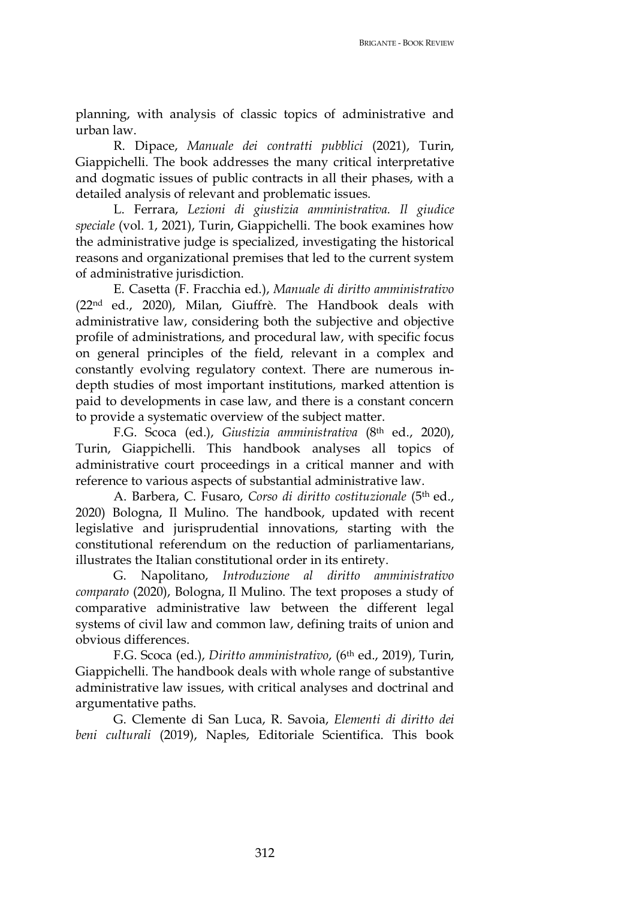planning, with analysis of classic topics of administrative and urban law.

R. Dipace, *Manuale dei contratti pubblici* (2021), Turin, Giappichelli. The book addresses the many critical interpretative and dogmatic issues of public contracts in all their phases, with a detailed analysis of relevant and problematic issues.

L. Ferrara, *Lezioni di giustizia amministrativa. Il giudice speciale* (vol. 1, 2021), Turin, Giappichelli. The book examines how the administrative judge is specialized, investigating the historical reasons and organizational premises that led to the current system of administrative jurisdiction.

E. Casetta (F. Fracchia ed.), *Manuale di diritto amministrativo* (22nd ed., 2020), Milan, Giuffrè. The Handbook deals with administrative law, considering both the subjective and objective profile of administrations, and procedural law, with specific focus on general principles of the field, relevant in a complex and constantly evolving regulatory context. There are numerous in-depth studies of most important institutions, marked attention is paid to developments in case law, and there is a constant concern to provide a systematic overview of the subject matter.

F.G. Scoca (ed.), *Giustizia amministrativa* (8th ed., 2020), Turin, Giappichelli. This handbook analyses all topics of administrative court proceedings in a critical manner and with reference to various aspects of substantial administrative law.

A. Barbera, C. Fusaro, *Corso di diritto costituzionale* (5th ed., 2020) Bologna, Il Mulino. The handbook, updated with recent legislative and jurisprudential innovations, starting with the constitutional referendum on the reduction of parliamentarians, illustrates the Italian constitutional order in its entirety.

G. Napolitano, *Introduzione al diritto amministrativo comparato* (2020), Bologna, Il Mulino. The text proposes a study of comparative administrative law between the different legal systems of civil law and common law, defining traits of union and obvious differences.

F.G. Scoca (ed.), *Diritto amministrativo*, (6th ed., 2019), Turin, Giappichelli. The handbook deals with whole range of substantive administrative law issues, with critical analyses and doctrinal and argumentative paths.

G. Clemente di San Luca, R. Savoia, *Elementi di diritto dei beni culturali* (2019), Naples, Editoriale Scientifica. This book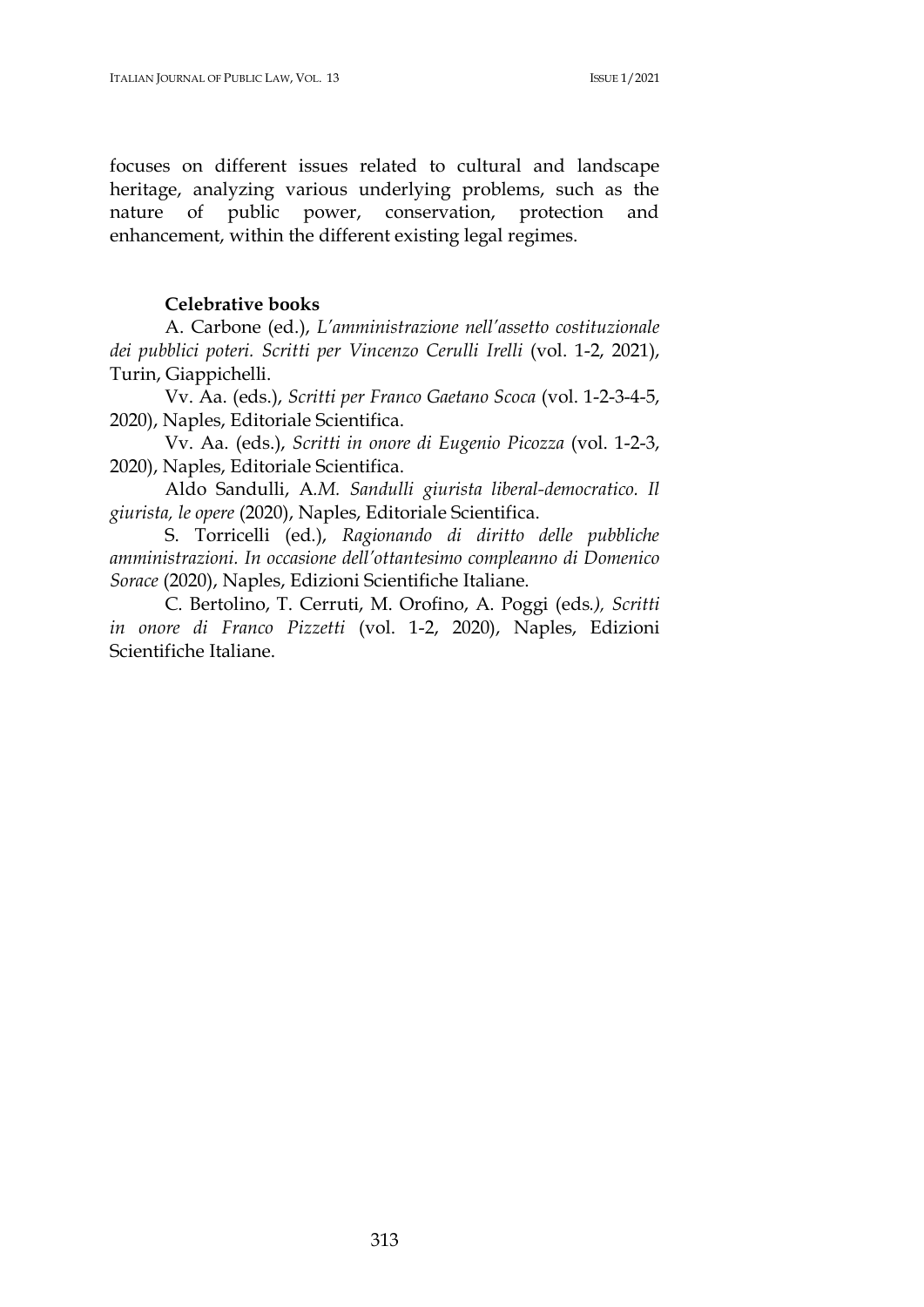focuses on different issues related to cultural and landscape heritage, analyzing various underlying problems, such as the nature of public power, conservation, protection and enhancement, within the different existing legal regimes.

**Celebrative books**

A. Carbone (ed.), *L'amministrazione nell'assetto costituzionale dei pubblici poteri. Scritti per Vincenzo Cerulli Irelli* (vol. 1-2, 2021), Turin, Giappichelli.

Vv. Aa. (eds.), *Scritti per Franco Gaetano Scoca* (vol. 1-2-3-4-5, 2020), Naples, Editoriale Scientifica.

Vv. Aa. (eds.), *Scritti in onore di Eugenio Picozza* (vol. 1-2-3, 2020), Naples, Editoriale Scientifica.

Aldo Sandulli, A.*M. Sandulli giurista liberal-democratico. Il giurista, le opere* (2020), Naples, Editoriale Scientifica.

S. Torricelli (ed.), *Ragionando di diritto delle pubbliche amministrazioni. In occasione dell'ottantesimo compleanno di Domenico Sorace* (2020), Naples, Edizioni Scientifiche Italiane.

C. Bertolino, T. Cerruti, M. Orofino, A. Poggi (eds*.), Scritti in onore di Franco Pizzetti* (vol. 1-2, 2020), Naples, Edizioni Scientifiche Italiane.